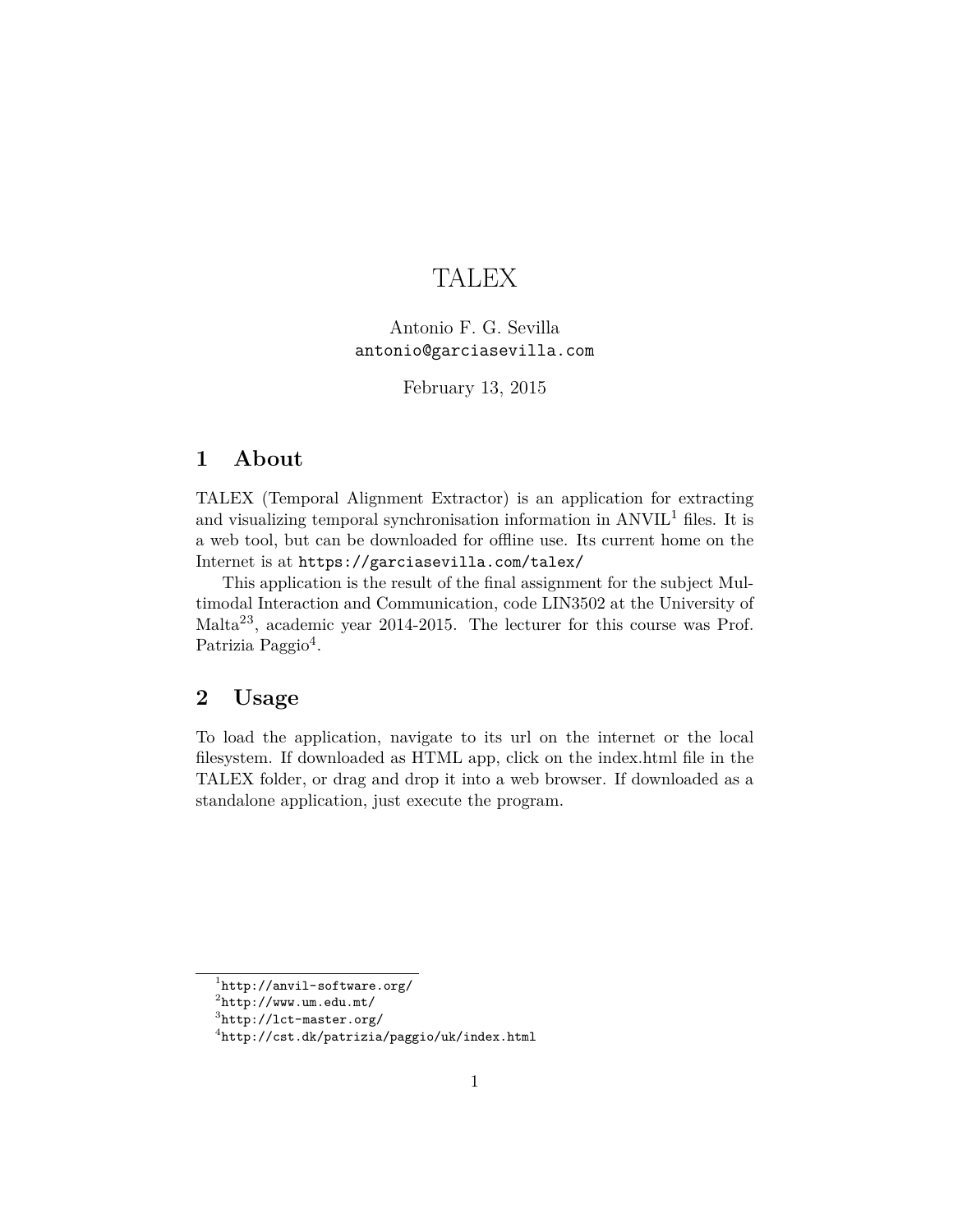# TALEX

Antonio F. G. Sevilla
antonio@garciasevilla.com

February 13, 2015

## 1 About

TALEX (Temporal Alignment Extractor) is an application for extracting and visualizing temporal synchronisation information in ANVIL[1] files. It is a web tool, but can be downloaded for offline use. Its current home on the Internet is at https://garciasevilla.com/talex/

This application is the result of the final assignment for the subject Multimodal Interaction and Communication, code LIN3502 at the University of Malta[2,3], academic year 2014-2015. The lecturer for this course was Prof. Patrizia Paggio[4].

## 2 Usage

To load the application, navigate to its url on the internet or the local filesystem. If downloaded as HTML app, click on the index.html file in the TALEX folder, or drag and drop it into a web browser. If downloaded as a standalone application, just execute the program.

---

[1] http://anvil-software.org/

[2] http://www.um.edu.mt/

[3] http://lct-master.org/

[4] http://cst.dk/patrizia/paggio/uk/index.html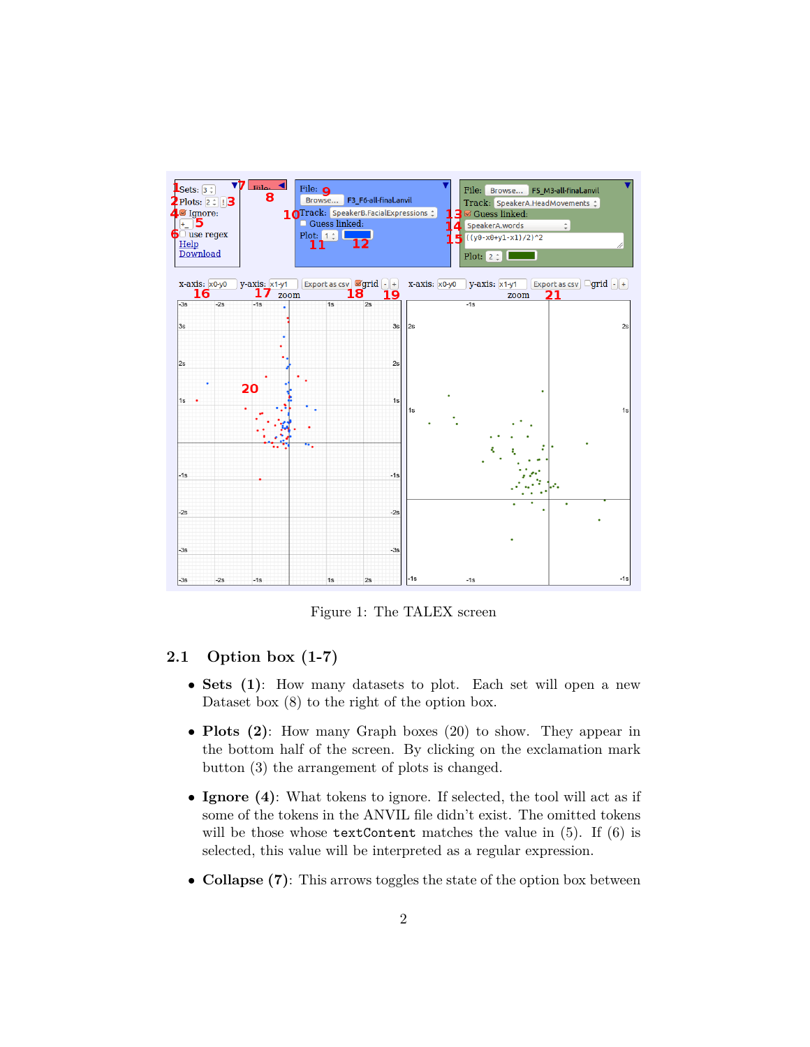Figure 1: The TALEX screen

## 2.1 Option box (1-7)

- **Sets (1)**: How many datasets to plot. Each set will open a new Dataset box (8) to the right of the option box.
- **Plots (2)**: How many Graph boxes (20) to show. They appear in the bottom half of the screen. By clicking on the exclamation mark button (3) the arrangement of plots is changed.
- **Ignore (4)**: What tokens to ignore. If selected, the tool will act as if some of the tokens in the ANVIL file didn't exist. The omitted tokens will be those whose `textContent` matches the value in (5). If (6) is selected, this value will be interpreted as a regular expression.
- **Collapse (7)**: This arrows toggles the state of the option box between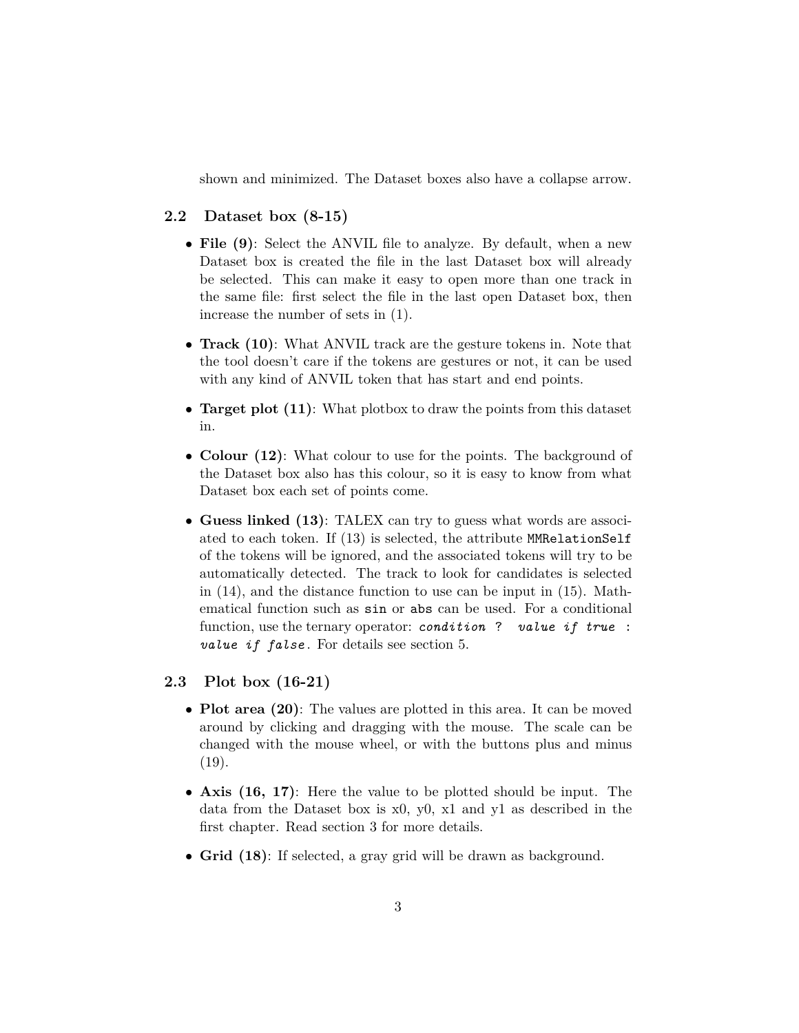shown and minimized. The Dataset boxes also have a collapse arrow.

### 2.2 Dataset box (8-15)

- **File (9)**: Select the ANVIL file to analyze. By default, when a new Dataset box is created the file in the last Dataset box will already be selected. This can make it easy to open more than one track in the same file: first select the file in the last open Dataset box, then increase the number of sets in (1).
- **Track (10)**: What ANVIL track are the gesture tokens in. Note that the tool doesn't care if the tokens are gestures or not, it can be used with any kind of ANVIL token that has start and end points.
- **Target plot (11)**: What plotbox to draw the points from this dataset in.
- **Colour (12)**: What colour to use for the points. The background of the Dataset box also has this colour, so it is easy to know from what Dataset box each set of points come.
- **Guess linked (13)**: TALEX can try to guess what words are associated to each token. If (13) is selected, the attribute `MMRelationSelf` of the tokens will be ignored, and the associated tokens will try to be automatically detected. The track to look for candidates is selected in (14), and the distance function to use can be input in (15). Mathematical function such as `sin` or `abs` can be used. For a conditional function, use the ternary operator: ***`condition ? value if true : value if false`***. For details see section 5.

### 2.3 Plot box (16-21)

- **Plot area (20)**: The values are plotted in this area. It can be moved around by clicking and dragging with the mouse. The scale can be changed with the mouse wheel, or with the buttons plus and minus (19).
- **Axis (16, 17)**: Here the value to be plotted should be input. The data from the Dataset box is x0, y0, x1 and y1 as described in the first chapter. Read section 3 for more details.
- **Grid (18)**: If selected, a gray grid will be drawn as background.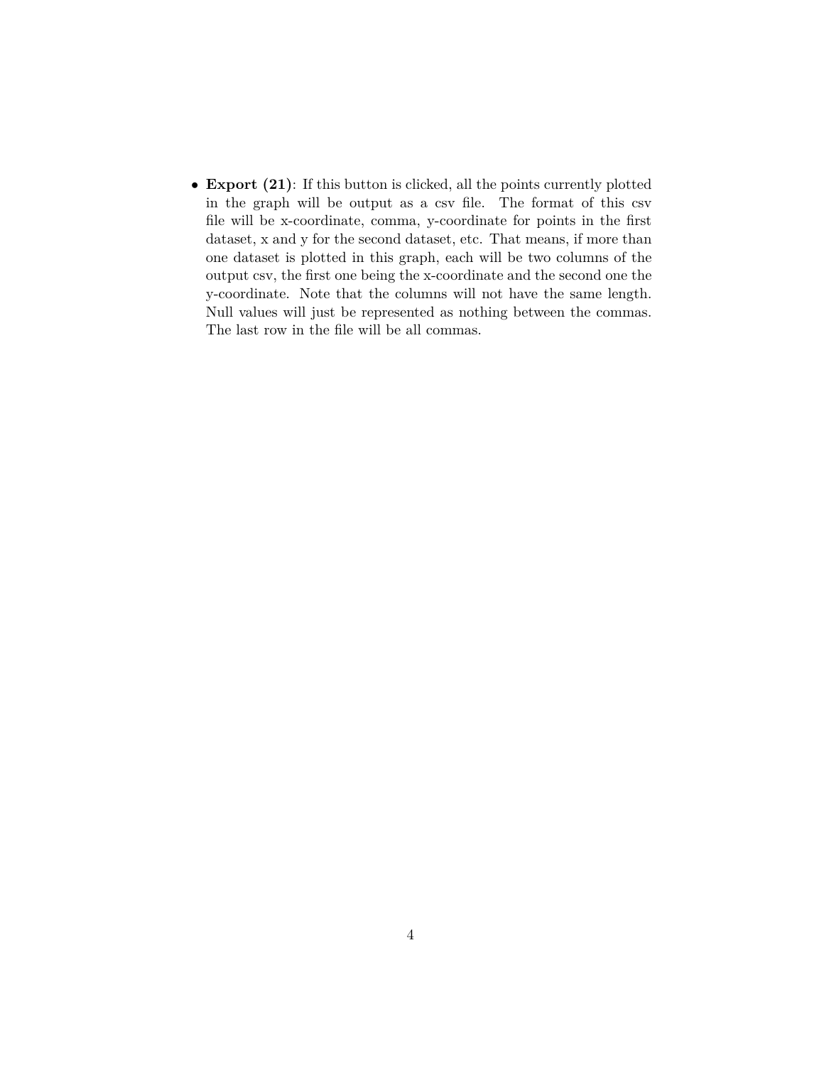- **Export (21)**: If this button is clicked, all the points currently plotted in the graph will be output as a csv file. The format of this csv file will be x-coordinate, comma, y-coordinate for points in the first dataset, x and y for the second dataset, etc. That means, if more than one dataset is plotted in this graph, each will be two columns of the output csv, the first one being the x-coordinate and the second one the y-coordinate. Note that the columns will not have the same length. Null values will just be represented as nothing between the commas. The last row in the file will be all commas.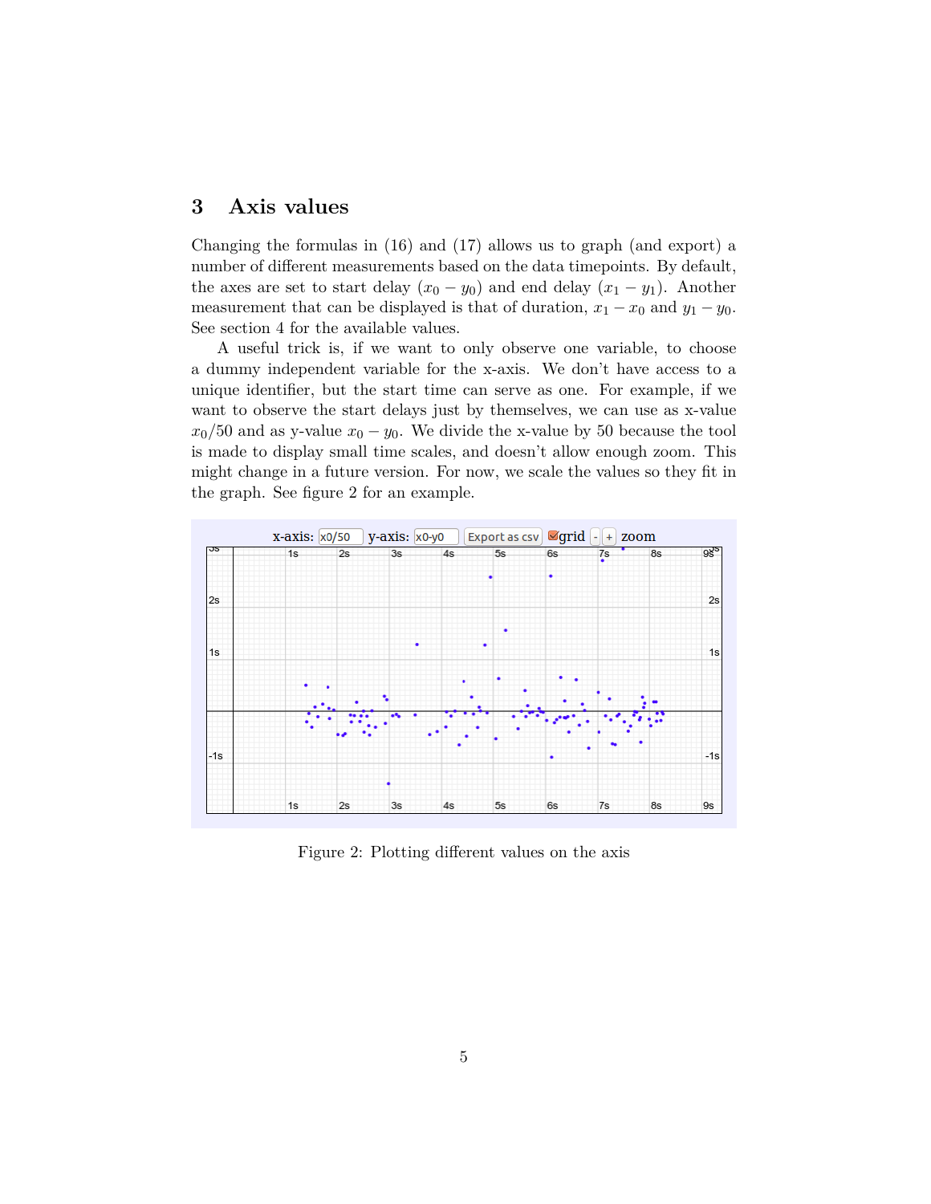## 3 Axis values

Changing the formulas in (16) and (17) allows us to graph (and export) a number of different measurements based on the data timepoints. By default, the axes are set to start delay ($x_0 - y_0$) and end delay ($x_1 - y_1$). Another measurement that can be displayed is that of duration, $x_1 - x_0$ and $y_1 - y_0$. See section 4 for the available values.

A useful trick is, if we want to only observe one variable, to choose a dummy independent variable for the x-axis. We don't have access to a unique identifier, but the start time can serve as one. For example, if we want to observe the start delays just by themselves, we can use as x-value $x_0/50$ and as y-value $x_0 - y_0$. We divide the x-value by 50 because the tool is made to display small time scales, and doesn't allow enough zoom. This might change in a future version. For now, we scale the values so they fit in the graph. See figure 2 for an example.

Figure 2: Plotting different values on the axis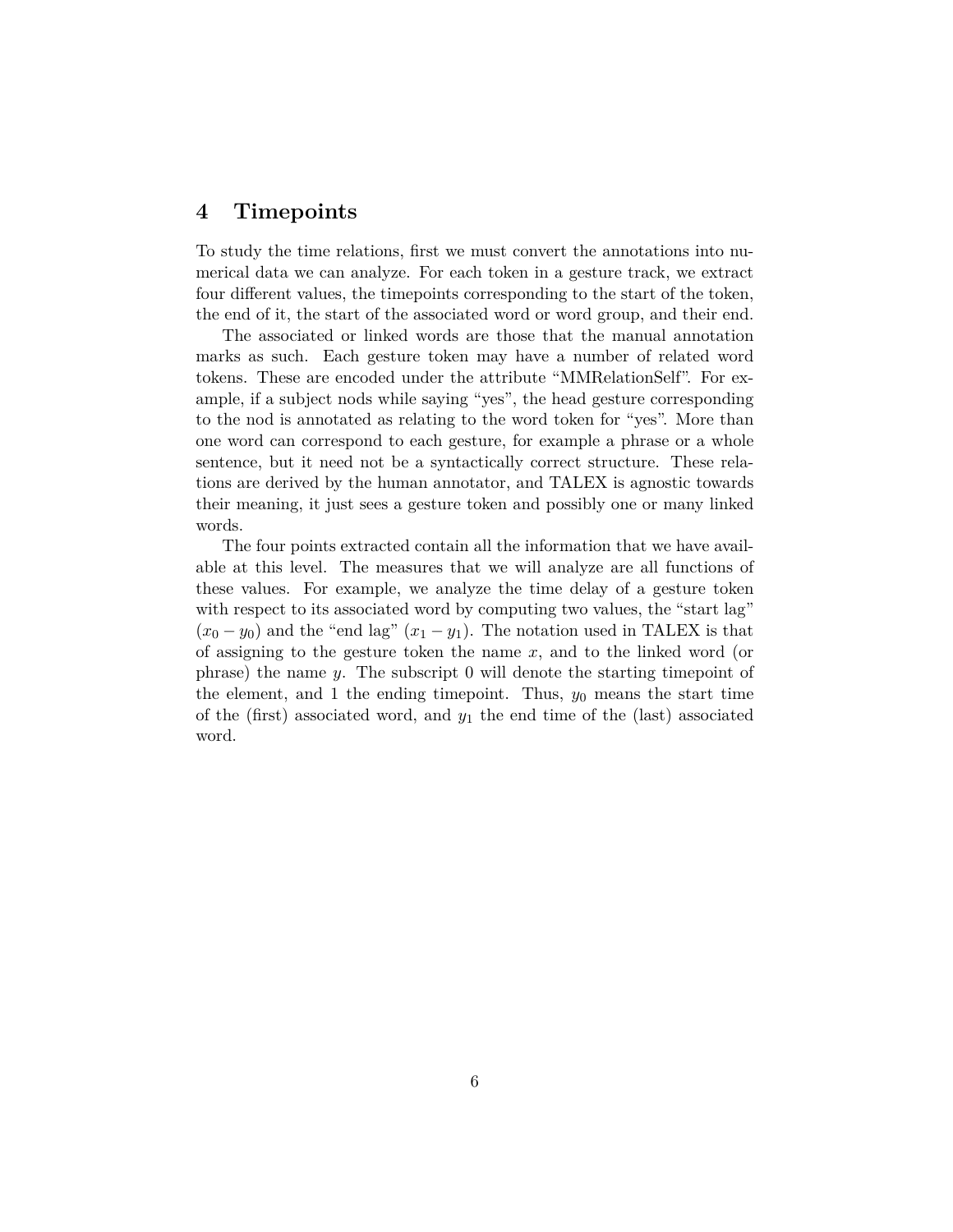## 4 Timepoints

To study the time relations, first we must convert the annotations into numerical data we can analyze. For each token in a gesture track, we extract four different values, the timepoints corresponding to the start of the token, the end of it, the start of the associated word or word group, and their end.

The associated or linked words are those that the manual annotation marks as such. Each gesture token may have a number of related word tokens. These are encoded under the attribute "MMRelationSelf". For example, if a subject nods while saying "yes", the head gesture corresponding to the nod is annotated as relating to the word token for "yes". More than one word can correspond to each gesture, for example a phrase or a whole sentence, but it need not be a syntactically correct structure. These relations are derived by the human annotator, and TALEX is agnostic towards their meaning, it just sees a gesture token and possibly one or many linked words.

The four points extracted contain all the information that we have available at this level. The measures that we will analyze are all functions of these values. For example, we analyze the time delay of a gesture token with respect to its associated word by computing two values, the "start lag" ($x_0 - y_0$) and the "end lag" ($x_1 - y_1$). The notation used in TALEX is that of assigning to the gesture token the name $x$, and to the linked word (or phrase) the name $y$. The subscript 0 will denote the starting timepoint of the element, and 1 the ending timepoint. Thus, $y_0$ means the start time of the (first) associated word, and $y_1$ the end time of the (last) associated word.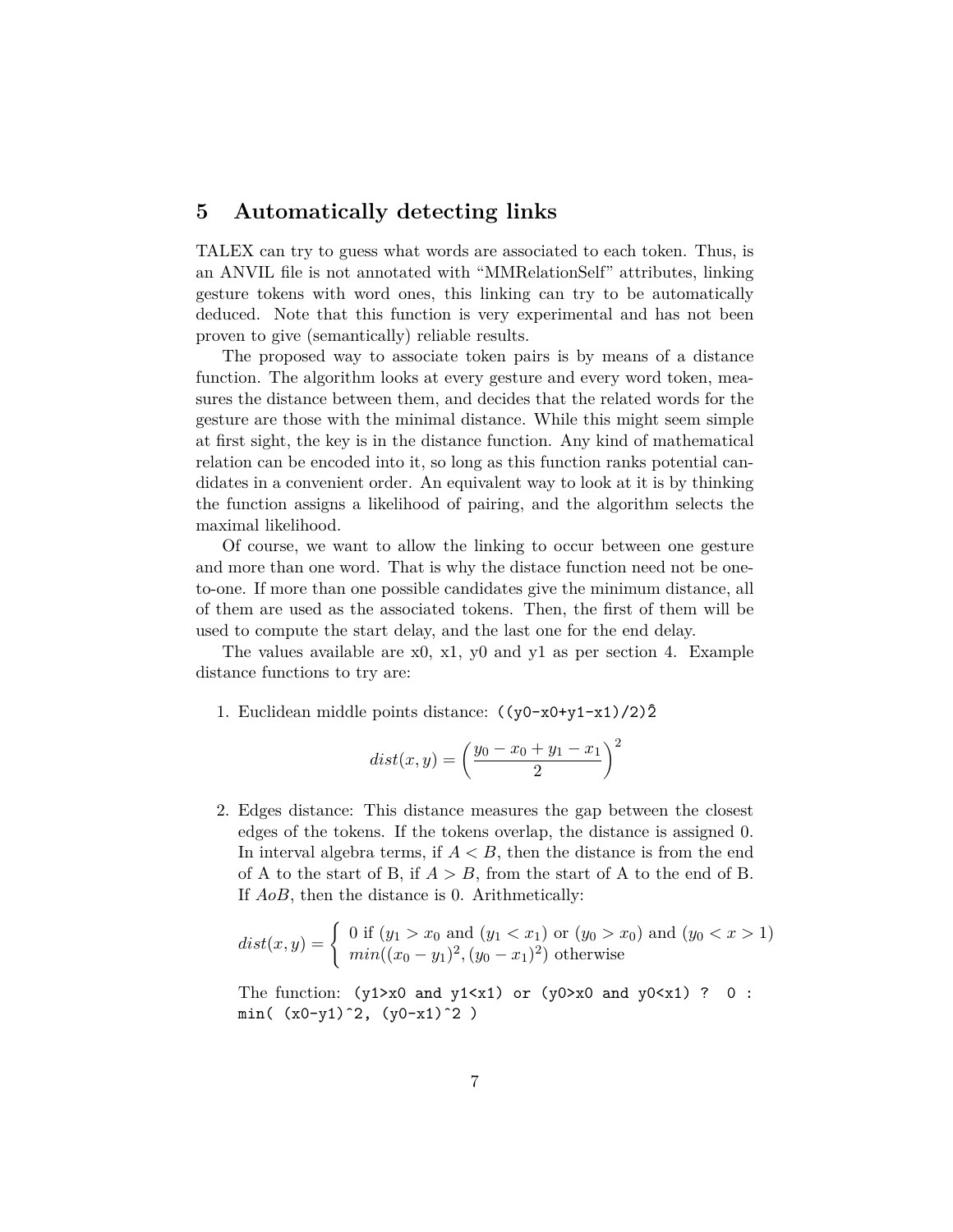## 5 Automatically detecting links

TALEX can try to guess what words are associated to each token. Thus, is an ANVIL file is not annotated with "MMRelationSelf" attributes, linking gesture tokens with word ones, this linking can try to be automatically deduced. Note that this function is very experimental and has not been proven to give (semantically) reliable results.

The proposed way to associate token pairs is by means of a distance function. The algorithm looks at every gesture and every word token, measures the distance between them, and decides that the related words for the gesture are those with the minimal distance. While this might seem simple at first sight, the key is in the distance function. Any kind of mathematical relation can be encoded into it, so long as this function ranks potential candidates in a convenient order. An equivalent way to look at it is by thinking the function assigns a likelihood of pairing, and the algorithm selects the maximal likelihood.

Of course, we want to allow the linking to occur between one gesture and more than one word. That is why the distace function need not be one-to-one. If more than one possible candidates give the minimum distance, all of them are used as the associated tokens. Then, the first of them will be used to compute the start delay, and the last one for the end delay.

The values available are x0, x1, y0 and y1 as per section 4. Example distance functions to try are:

1. Euclidean middle points distance: `((y0-x0+y1-x1)/2)^2`

$$dist(x, y) = \left(\frac{y_0 - x_0 + y_1 - x_1}{2}\right)^2$$

2. Edges distance: This distance measures the gap between the closest edges of the tokens. If the tokens overlap, the distance is assigned 0. In interval algebra terms, if $A < B$, then the distance is from the end of A to the start of B, if $A > B$, from the start of A to the end of B. If $AoB$, then the distance is 0. Arithmetically:

$$dist(x, y) = \begin{cases} 0 \text{ if } (y_1 > x_0 \text{ and } (y_1 < x_1) \text{ or } (y_0 > x_0) \text{ and } (y_0 < x > 1) \\ min((x_0 - y_1)^2, (y_0 - x_1)^2) \text{ otherwise} \end{cases}$$

The function: `(y1>x0 and y1<x1) or (y0>x0 and y0<x1) ? 0 : min( (x0-y1)^2, (y0-x1)^2 )`